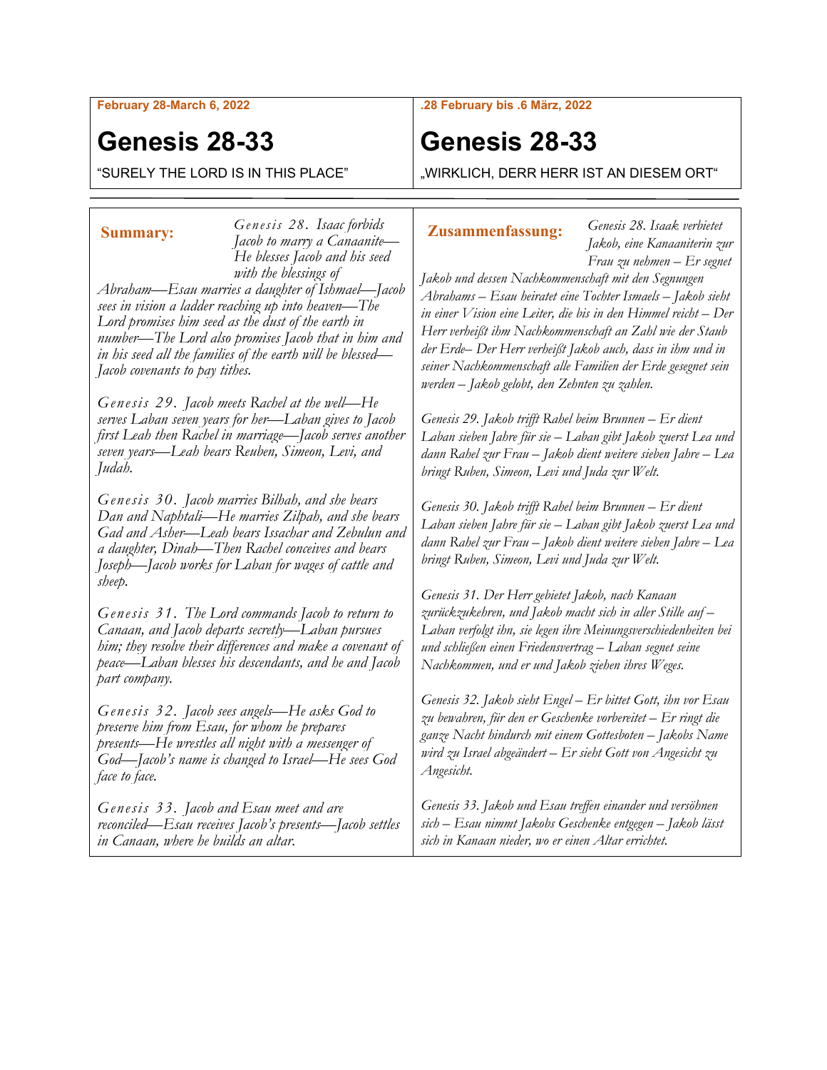February 28-March 6, 2022

# Genesis 28-33

"SURELY THE LORD IS IN THIS PLACE"

**Summary:** *Genesis 28. Isaac forbids Jacob to marry a Canaanite—He blesses Jacob and his seed with the blessings of Abraham—Esau marries a daughter of Ishmael—Jacob sees in vision a ladder reaching up into heaven—The Lord promises him seed as the dust of the earth in number—The Lord also promises Jacob that in him and in his seed all the families of the earth will be blessed—Jacob covenants to pay tithes.*

*Genesis 29. Jacob meets Rachel at the well—He serves Laban seven years for her—Laban gives to Jacob first Leah then Rachel in marriage—Jacob serves another seven years—Leah bears Reuben, Simeon, Levi, and Judah.*

*Genesis 30. Jacob marries Bilhah, and she bears Dan and Naphtali—He marries Zilpah, and she bears Gad and Asher—Leah bears Issachar and Zebulun and a daughter, Dinah—Then Rachel conceives and bears Joseph—Jacob works for Laban for wages of cattle and sheep.*

*Genesis 31. The Lord commands Jacob to return to Canaan, and Jacob departs secretly—Laban pursues him; they resolve their differences and make a covenant of peace—Laban blesses his descendants, and he and Jacob part company.*

*Genesis 32. Jacob sees angels—He asks God to preserve him from Esau, for whom he prepares presents—He wrestles all night with a messenger of God—Jacob's name is changed to Israel—He sees God face to face.*

*Genesis 33. Jacob and Esau meet and are reconciled—Esau receives Jacob's presents—Jacob settles in Canaan, where he builds an altar.*

.28 February bis .6 März, 2022

# Genesis 28-33

„WIRKLICH, DERR HERR IST AN DIESEM ORT"

**Zusammenfassung:** *Genesis 28. Isaak verbietet Jakob, eine Kanaaniterin zur Frau zu nehmen – Er segnet Jakob und dessen Nachkommenschaft mit den Segnungen Abrahams – Esau heiratet eine Tochter Ismaels – Jakob sieht in einer Vision eine Leiter, die bis in den Himmel reicht – Der Herr verheißt ihm Nachkommenschaft an Zahl wie der Staub der Erde– Der Herr verheißt Jakob auch, dass in ihm und in seiner Nachkommenschaft alle Familien der Erde gesegnet sein werden – Jakob gelobt, den Zehnten zu zahlen.*

*Genesis 29. Jakob trifft Rahel beim Brunnen – Er dient Laban sieben Jahre für sie – Laban gibt Jakob zuerst Lea und dann Rahel zur Frau – Jakob dient weitere sieben Jahre – Lea bringt Ruben, Simeon, Levi und Juda zur Welt.*

*Genesis 30. Jakob trifft Rahel beim Brunnen – Er dient Laban sieben Jahre für sie – Laban gibt Jakob zuerst Lea und dann Rahel zur Frau – Jakob dient weitere sieben Jahre – Lea bringt Ruben, Simeon, Levi und Juda zur Welt.*

*Genesis 31. Der Herr gebietet Jakob, nach Kanaan zurückzukehren, und Jakob macht sich in aller Stille auf – Laban verfolgt ihn, sie legen ihre Meinungsverschiedenheiten bei und schließen einen Friedensvertrag – Laban segnet seine Nachkommen, und er und Jakob ziehen ihres Weges.*

*Genesis 32. Jakob sieht Engel – Er bittet Gott, ihn vor Esau zu bewahren, für den er Geschenke vorbereitet – Er ringt die ganze Nacht hindurch mit einem Gottesboten – Jakobs Name wird zu Israel abgeändert – Er sieht Gott von Angesicht zu Angesicht.*

*Genesis 33. Jakob und Esau treffen einander und versöhnen sich – Esau nimmt Jakobs Geschenke entgegen – Jakob lässt sich in Kanaan nieder, wo er einen Altar errichtet.*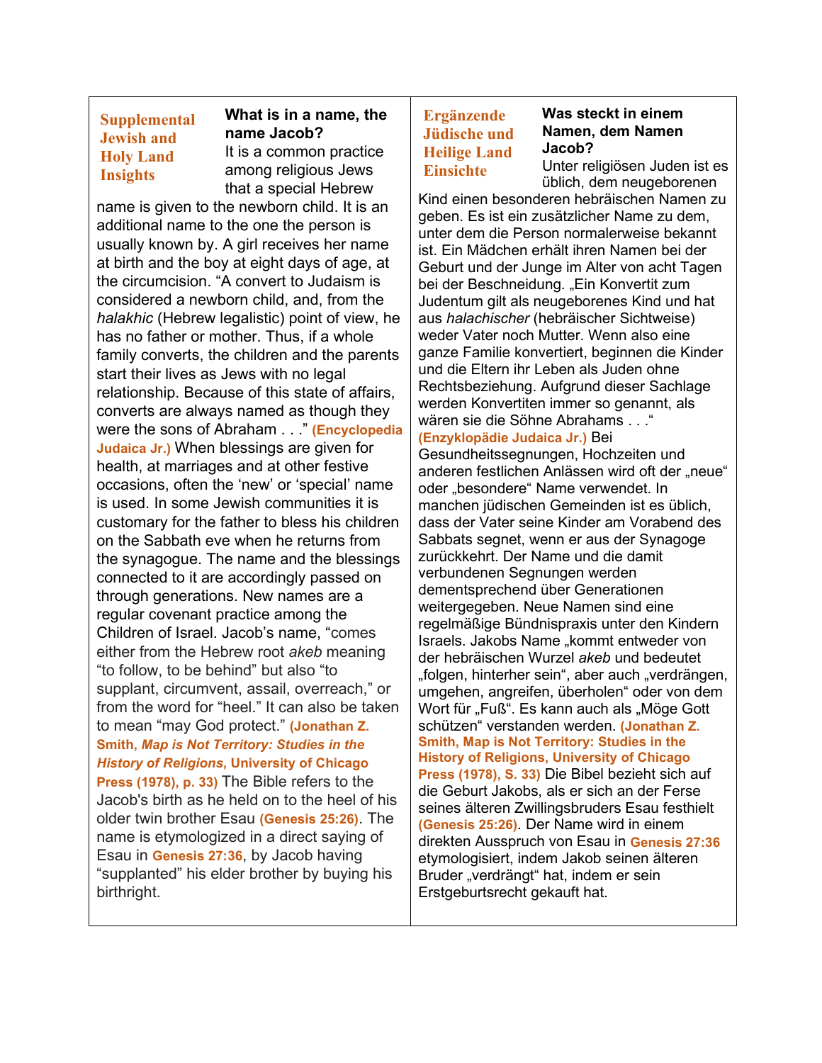**Supplemental Jewish and Holy Land Insights**

**What is in a name, the name Jacob?**

It is a common practice among religious Jews that a special Hebrew name is given to the newborn child. It is an additional name to the one the person is usually known by. A girl receives her name at birth and the boy at eight days of age, at the circumcision. "A convert to Judaism is considered a newborn child, and, from the *halakhic* (Hebrew legalistic) point of view, he has no father or mother. Thus, if a whole family converts, the children and the parents start their lives as Jews with no legal relationship. Because of this state of affairs, converts are always named as though they were the sons of Abraham . . ." **(Encyclopedia Judaica Jr.)** When blessings are given for health, at marriages and at other festive occasions, often the 'new' or 'special' name is used. In some Jewish communities it is customary for the father to bless his children on the Sabbath eve when he returns from the synagogue. The name and the blessings connected to it are accordingly passed on through generations. New names are a regular covenant practice among the Children of Israel. Jacob's name, "comes either from the Hebrew root *akeb* meaning "to follow, to be behind" but also "to supplant, circumvent, assail, overreach," or from the word for "heel." It can also be taken to mean "may God protect." **(Jonathan Z. Smith, *Map is Not Territory: Studies in the History of Religions*, University of Chicago Press (1978), p. 33)** The Bible refers to the Jacob's birth as he held on to the heel of his older twin brother Esau **(Genesis 25:26)**. The name is etymologized in a direct saying of Esau in **Genesis 27:36**, by Jacob having "supplanted" his elder brother by buying his birthright.

**Ergänzende Jüdische und Heilige Land Einsichte**

**Was steckt in einem Namen, dem Namen Jacob?**

Unter religiösen Juden ist es üblich, dem neugeborenen Kind einen besonderen hebräischen Namen zu geben. Es ist ein zusätzlicher Name zu dem, unter dem die Person normalerweise bekannt ist. Ein Mädchen erhält ihren Namen bei der Geburt und der Junge im Alter von acht Tagen bei der Beschneidung. „Ein Konvertit zum Judentum gilt als neugeborenes Kind und hat aus *halachischer* (hebräischer Sichtweise) weder Vater noch Mutter. Wenn also eine ganze Familie konvertiert, beginnen die Kinder und die Eltern ihr Leben als Juden ohne Rechtsbeziehung. Aufgrund dieser Sachlage werden Konvertiten immer so genannt, als wären sie die Söhne Abrahams . . ." **(Enzyklopädie Judaica Jr.)** Bei Gesundheitssegnungen, Hochzeiten und anderen festlichen Anlässen wird oft der „neue" oder „besondere" Name verwendet. In manchen jüdischen Gemeinden ist es üblich, dass der Vater seine Kinder am Vorabend des Sabbats segnet, wenn er aus der Synagoge zurückkehrt. Der Name und die damit verbundenen Segnungen werden dementsprechend über Generationen weitergegeben. Neue Namen sind eine regelmäßige Bündnispraxis unter den Kindern Israels. Jakobs Name „kommt entweder von der hebräischen Wurzel *akeb* und bedeutet „folgen, hinterher sein", aber auch „verdrängen, umgehen, angreifen, überholen" oder von dem Wort für „Fuß". Es kann auch als „Möge Gott schützen" verstanden werden. **(Jonathan Z. Smith, Map is Not Territory: Studies in the History of Religions, University of Chicago Press (1978), S. 33)** Die Bibel bezieht sich auf die Geburt Jakobs, als er sich an der Ferse seines älteren Zwillingsbruders Esau festhielt **(Genesis 25:26)**. Der Name wird in einem direkten Ausspruch von Esau in **Genesis 27:36** etymologisiert, indem Jakob seinen älteren Bruder „verdrängt" hat, indem er sein Erstgeburtsrecht gekauft hat.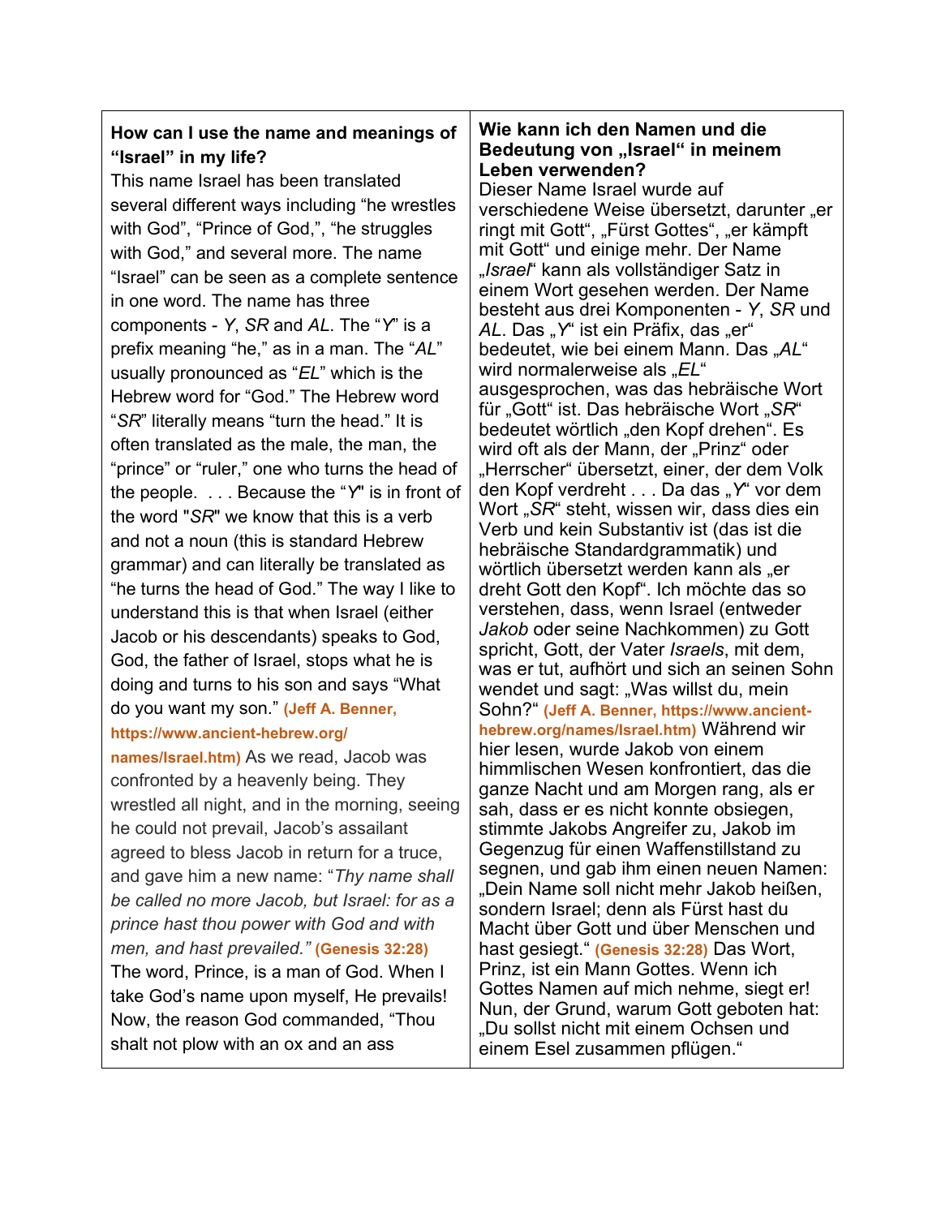| **How can I use the name and meanings of "Israel" in my life?**<br>This name Israel has been translated several different ways including "he wrestles with God", "Prince of God,", "he struggles with God," and several more. The name "Israel" can be seen as a complete sentence in one word. The name has three components - *Y*, *SR* and *AL*. The "*Y*" is a prefix meaning "he," as in a man. The "*AL*" usually pronounced as "*EL*" which is the Hebrew word for "God." The Hebrew word "*SR*" literally means "turn the head." It is often translated as the male, the man, the "prince" or "ruler," one who turns the head of the people. . . . Because the "*Y*" is in front of the word "*SR*" we know that this is a verb and not a noun (this is standard Hebrew grammar) and can literally be translated as "he turns the head of God." The way I like to understand this is that when Israel (either Jacob or his descendants) speaks to God, God, the father of Israel, stops what he is doing and turns to his son and says "What do you want my son." **(Jeff A. Benner, https://www.ancient-hebrew.org/names/Israel.htm)** As we read, Jacob was confronted by a heavenly being. They wrestled all night, and in the morning, seeing he could not prevail, Jacob's assailant agreed to bless Jacob in return for a truce, and gave him a new name: "*Thy name shall be called no more Jacob, but Israel: for as a prince hast thou power with God and with men, and hast prevailed."* **(Genesis 32:28)** The word, Prince, is a man of God. When I take God's name upon myself, He prevails! Now, the reason God commanded, "Thou shalt not plow with an ox and an ass | **Wie kann ich den Namen und die Bedeutung von „Israel" in meinem Leben verwenden?**<br>Dieser Name Israel wurde auf verschiedene Weise übersetzt, darunter „er ringt mit Gott", „Fürst Gottes", „er kämpft mit Gott" und einige mehr. Der Name „*Israel*" kann als vollständiger Satz in einem Wort gesehen werden. Der Name besteht aus drei Komponenten - *Y*, *SR* und *AL*. Das „*Y*" ist ein Präfix, das „er" bedeutet, wie bei einem Mann. Das „*AL*" wird normalerweise als „*EL*" ausgesprochen, was das hebräische Wort für „Gott" ist. Das hebräische Wort „*SR*" bedeutet wörtlich „den Kopf drehen". Es wird oft als der Mann, der „Prinz" oder „Herrscher" übersetzt, einer, der dem Volk den Kopf verdreht . . . Da das „*Y*" vor dem Wort „*SR*" steht, wissen wir, dass dies ein Verb und kein Substantiv ist (das ist die hebräische Standardgrammatik) und wörtlich übersetzt werden kann als „er dreht Gott den Kopf". Ich möchte das so verstehen, dass, wenn Israel (entweder *Jakob* oder seine Nachkommen) zu Gott spricht, Gott, der Vater *Israels*, mit dem, was er tut, aufhört und sich an seinen Sohn wendet und sagt: „Was willst du, mein Sohn?" **(Jeff A. Benner, https://www.ancient-hebrew.org/names/Israel.htm)** Während wir hier lesen, wurde Jakob von einem himmlischen Wesen konfrontiert, das die ganze Nacht und am Morgen rang, als er sah, dass er es nicht konnte obsiegen, stimmte Jakobs Angreifer zu, Jakob im Gegenzug für einen Waffenstillstand zu segnen, und gab ihm einen neuen Namen: „Dein Name soll nicht mehr Jakob heißen, sondern Israel; denn als Fürst hast du Macht über Gott und über Menschen und hast gesiegt." **(Genesis 32:28)** Das Wort, Prinz, ist ein Mann Gottes. Wenn ich Gottes Namen auf mich nehme, siegt er! Nun, der Grund, warum Gott geboten hat: „Du sollst nicht mit einem Ochsen und einem Esel zusammen pflügen." |
|---|---|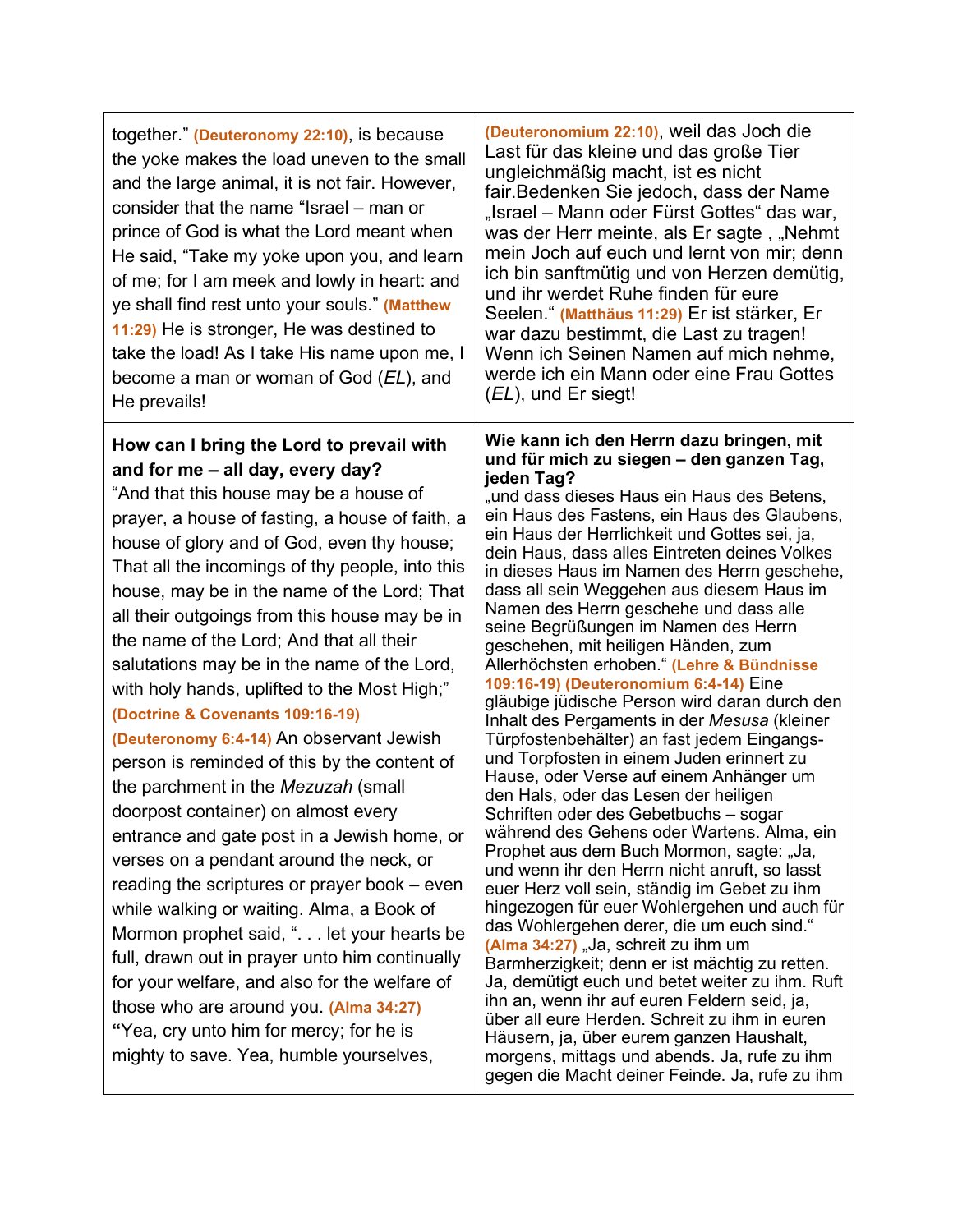| | |
|---|---|
| together." **(Deuteronomy 22:10)**, is because the yoke makes the load uneven to the small and the large animal, it is not fair. However, consider that the name "Israel – man or prince of God is what the Lord meant when He said, "Take my yoke upon you, and learn of me; for I am meek and lowly in heart: and ye shall find rest unto your souls." **(Matthew 11:29)** He is stronger, He was destined to take the load! As I take His name upon me, I become a man or woman of God (*EL*), and He prevails! | **(Deuteronomium 22:10)**, weil das Joch die Last für das kleine und das große Tier ungleichmäßig macht, ist es nicht fair.Bedenken Sie jedoch, dass der Name „Israel – Mann oder Fürst Gottes" das war, was der Herr meinte, als Er sagte , „Nehmt mein Joch auf euch und lernt von mir; denn ich bin sanftmütig und von Herzen demütig, und ihr werdet Ruhe finden für eure Seelen." **(Matthäus 11:29)** Er ist stärker, Er war dazu bestimmt, die Last zu tragen! Wenn ich Seinen Namen auf mich nehme, werde ich ein Mann oder eine Frau Gottes (*EL*), und Er siegt! |
| **How can I bring the Lord to prevail with and for me – all day, every day?** "And that this house may be a house of prayer, a house of fasting, a house of faith, a house of glory and of God, even thy house; That all the incomings of thy people, into this house, may be in the name of the Lord; That all their outgoings from this house may be in the name of the Lord; And that all their salutations may be in the name of the Lord, with holy hands, uplifted to the Most High;" **(Doctrine & Covenants 109:16-19)** **(Deuteronomy 6:4-14)** An observant Jewish person is reminded of this by the content of the parchment in the *Mezuzah* (small doorpost container) on almost every entrance and gate post in a Jewish home, or verses on a pendant around the neck, or reading the scriptures or prayer book – even while walking or waiting. Alma, a Book of Mormon prophet said, ". . . let your hearts be full, drawn out in prayer unto him continually for your welfare, and also for the welfare of those who are around you. **(Alma 34:27)** **"**Yea, cry unto him for mercy; for he is mighty to save. Yea, humble yourselves, | **Wie kann ich den Herrn dazu bringen, mit und für mich zu siegen – den ganzen Tag, jeden Tag?** „und dass dieses Haus ein Haus des Betens, ein Haus des Fastens, ein Haus des Glaubens, ein Haus der Herrlichkeit und Gottes sei, ja, dein Haus, dass alles Eintreten deines Volkes in dieses Haus im Namen des Herrn geschehe, dass all sein Weggehen aus diesem Haus im Namen des Herrn geschehe und dass alle seine Begrüßungen im Namen des Herrn geschehen, mit heiligen Händen, zum Allerhöchsten erhoben." **(Lehre & Bündnisse 109:16-19)** **(Deuteronomium 6:4-14)** Eine gläubige jüdische Person wird daran durch den Inhalt des Pergaments in der *Mesusa* (kleiner Türpfostenbehälter) an fast jedem Eingangs- und Torpfosten in einem Juden erinnert zu Hause, oder Verse auf einem Anhänger um den Hals, oder das Lesen der heiligen Schriften oder des Gebetbuchs – sogar während des Gehens oder Wartens. Alma, ein Prophet aus dem Buch Mormon, sagte: „Ja, und wenn ihr den Herrn nicht anruft, so lasst euer Herz voll sein, ständig im Gebet zu ihm hingezogen für euer Wohlergehen und auch für das Wohlergehen derer, die um euch sind." **(Alma 34:27)** „Ja, schreit zu ihm um Barmherzigkeit; denn er ist mächtig zu retten. Ja, demütigt euch und betet weiter zu ihm. Ruft ihn an, wenn ihr auf euren Feldern seid, ja, über all eure Herden. Schreit zu ihm in euren Häusern, ja, über eurem ganzen Haushalt, morgens, mittags und abends. Ja, rufe zu ihm gegen die Macht deiner Feinde. Ja, rufe zu ihm |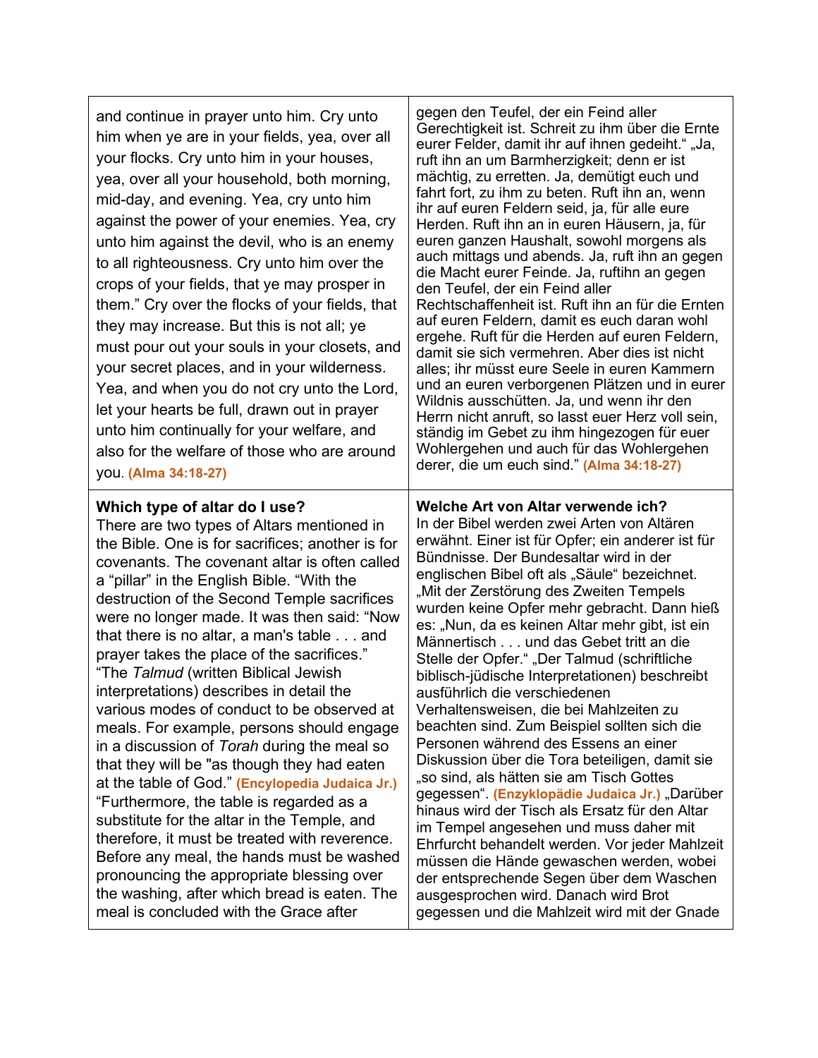| | |
|---|---|
| and continue in prayer unto him. Cry unto him when ye are in your fields, yea, over all your flocks. Cry unto him in your houses, yea, over all your household, both morning, mid-day, and evening. Yea, cry unto him against the power of your enemies. Yea, cry unto him against the devil, who is an enemy to all righteousness. Cry unto him over the crops of your fields, that ye may prosper in them." Cry over the flocks of your fields, that they may increase. But this is not all; ye must pour out your souls in your closets, and your secret places, and in your wilderness. Yea, and when you do not cry unto the Lord, let your hearts be full, drawn out in prayer unto him continually for your welfare, and also for the welfare of those who are around you. **(Alma 34:18-27)** | gegen den Teufel, der ein Feind aller Gerechtigkeit ist. Schreit zu ihm über die Ernte eurer Felder, damit ihr auf ihnen gedeiht." „Ja, ruft ihn an um Barmherzigkeit; denn er ist mächtig, zu erretten. Ja, demütigt euch und fahrt fort, zu ihm zu beten. Ruft ihn an, wenn ihr auf euren Feldern seid, ja, für alle eure Herden. Ruft ihn an in euren Häusern, ja, für euren ganzen Haushalt, sowohl morgens als auch mittags und abends. Ja, ruft ihn an gegen die Macht eurer Feinde. Ja, ruftihn an gegen den Teufel, der ein Feind aller Rechtschaffenheit ist. Ruft ihn an für die Ernten auf euren Feldern, damit es euch daran wohl ergehe. Ruft für die Herden auf euren Feldern, damit sie sich vermehren. Aber dies ist nicht alles; ihr müsst eure Seele in euren Kammern und an euren verborgenen Plätzen und in eurer Wildnis ausschütten. Ja, und wenn ihr den Herrn nicht anruft, so lasst euer Herz voll sein, ständig im Gebet zu ihm hingezogen für euer Wohlergehen und auch für das Wohlergehen derer, die um euch sind." **(Alma 34:18-27)** |
| **Which type of altar do I use?** There are two types of Altars mentioned in the Bible. One is for sacrifices; another is for covenants. The covenant altar is often called a "pillar" in the English Bible. "With the destruction of the Second Temple sacrifices were no longer made. It was then said: "Now that there is no altar, a man's table . . . and prayer takes the place of the sacrifices." "The *Talmud* (written Biblical Jewish interpretations) describes in detail the various modes of conduct to be observed at meals. For example, persons should engage in a discussion of *Torah* during the meal so that they will be "as though they had eaten at the table of God." **(Encylopedia Judaica Jr.)** "Furthermore, the table is regarded as a substitute for the altar in the Temple, and therefore, it must be treated with reverence. Before any meal, the hands must be washed pronouncing the appropriate blessing over the washing, after which bread is eaten. The meal is concluded with the Grace after | **Welche Art von Altar verwende ich?** In der Bibel werden zwei Arten von Altären erwähnt. Einer ist für Opfer; ein anderer ist für Bündnisse. Der Bundesaltar wird in der englischen Bibel oft als „Säule" bezeichnet. „Mit der Zerstörung des Zweiten Tempels wurden keine Opfer mehr gebracht. Dann hieß es: „Nun, da es keinen Altar mehr gibt, ist ein Männertisch . . . und das Gebet tritt an die Stelle der Opfer." „Der Talmud (schriftliche biblisch-jüdische Interpretationen) beschreibt ausführlich die verschiedenen Verhaltensweisen, die bei Mahlzeiten zu beachten sind. Zum Beispiel sollten sich die Personen während des Essens an einer Diskussion über die Tora beteiligen, damit sie „so sind, als hätten sie am Tisch Gottes gegessen". **(Enzyklopädie Judaica Jr.)** „Darüber hinaus wird der Tisch als Ersatz für den Altar im Tempel angesehen und muss daher mit Ehrfurcht behandelt werden. Vor jeder Mahlzeit müssen die Hände gewaschen werden, wobei der entsprechende Segen über dem Waschen ausgesprochen wird. Danach wird Brot gegessen und die Mahlzeit wird mit der Gnade |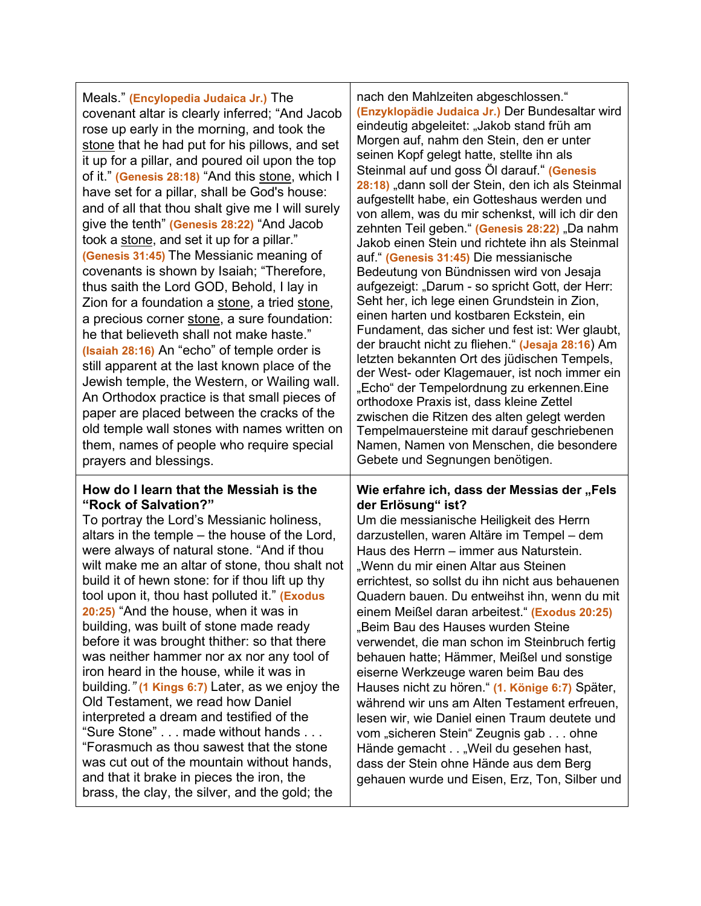| | |
|---|---|
| Meals." **(Encylopedia Judaica Jr.)** The covenant altar is clearly inferred; "And Jacob rose up early in the morning, and took the <u>stone</u> that he had put for his pillows, and set it up for a pillar, and poured oil upon the top of it." **(Genesis 28:18)** "And this <u>stone</u>, which I have set for a pillar, shall be God's house: and of all that thou shalt give me I will surely give the tenth" **(Genesis 28:22)** "And Jacob took a <u>stone</u>, and set it up for a pillar." **(Genesis 31:45)** The Messianic meaning of covenants is shown by Isaiah; "Therefore, thus saith the Lord GOD, Behold, I lay in Zion for a foundation a <u>stone</u>, a tried <u>stone</u>, a precious corner <u>stone</u>, a sure foundation: he that believeth shall not make haste." **(Isaiah 28:16)** An "echo" of temple order is still apparent at the last known place of the Jewish temple, the Western, or Wailing wall. An Orthodox practice is that small pieces of paper are placed between the cracks of the old temple wall stones with names written on them, names of people who require special prayers and blessings. | nach den Mahlzeiten abgeschlossen." **(Enzyklopädie Judaica Jr.)** Der Bundesaltar wird eindeutig abgeleitet: „Jakob stand früh am Morgen auf, nahm den Stein, den er unter seinen Kopf gelegt hatte, stellte ihn als Steinmal auf und goss Öl darauf." **(Genesis 28:18)** „dann soll der Stein, den ich als Steinmal aufgestellt habe, ein Gotteshaus werden und von allem, was du mir schenkst, will ich dir den zehnten Teil geben." **(Genesis 28:22)** „Da nahm Jakob einen Stein und richtete ihn als Steinmal auf." **(Genesis 31:45)** Die messianische Bedeutung von Bündnissen wird von Jesaja aufgezeigt: „Darum - so spricht Gott, der Herr: Seht her, ich lege einen Grundstein in Zion, einen harten und kostbaren Eckstein, ein Fundament, das sicher und fest ist: Wer glaubt, der braucht nicht zu fliehen." **(Jesaja 28:16)** Am letzten bekannten Ort des jüdischen Tempels, der West- oder Klagemauer, ist noch immer ein „Echo" der Tempelordnung zu erkennen.Eine orthodoxe Praxis ist, dass kleine Zettel zwischen die Ritzen des alten gelegt werden Tempelmauersteine mit darauf geschriebenen Namen, Namen von Menschen, die besondere Gebete und Segnungen benötigen. |
| **How do I learn that the Messiah is the "Rock of Salvation?"** To portray the Lord's Messianic holiness, altars in the temple – the house of the Lord, were always of natural stone. "And if thou wilt make me an altar of stone, thou shalt not build it of hewn stone: for if thou lift up thy tool upon it, thou hast polluted it." **(Exodus 20:25)** "And the house, when it was in building, was built of stone made ready before it was brought thither: so that there was neither hammer nor ax nor any tool of iron heard in the house, while it was in building.*"* **(1 Kings 6:7)** Later, as we enjoy the Old Testament, we read how Daniel interpreted a dream and testified of the "Sure Stone" . . . made without hands . . . "Forasmuch as thou sawest that the stone was cut out of the mountain without hands, and that it brake in pieces the iron, the brass, the clay, the silver, and the gold; the | **Wie erfahre ich, dass der Messias der „Fels der Erlösung" ist?** Um die messianische Heiligkeit des Herrn darzustellen, waren Altäre im Tempel – dem Haus des Herrn – immer aus Naturstein. „Wenn du mir einen Altar aus Steinen errichtest, so sollst du ihn nicht aus behauenen Quadern bauen. Du entweihst ihn, wenn du mit einem Meißel daran arbeitest." **(Exodus 20:25)** „Beim Bau des Hauses wurden Steine verwendet, die man schon im Steinbruch fertig behauen hatte; Hämmer, Meißel und sonstige eiserne Werkzeuge waren beim Bau des Hauses nicht zu hören." **(1. Könige 6:7)** Später, während wir uns am Alten Testament erfreuen, lesen wir, wie Daniel einen Traum deutete und vom „sicheren Stein" Zeugnis gab . . . ohne Hände gemacht . . „Weil du gesehen hast, dass der Stein ohne Hände aus dem Berg gehauen wurde und Eisen, Erz, Ton, Silber und |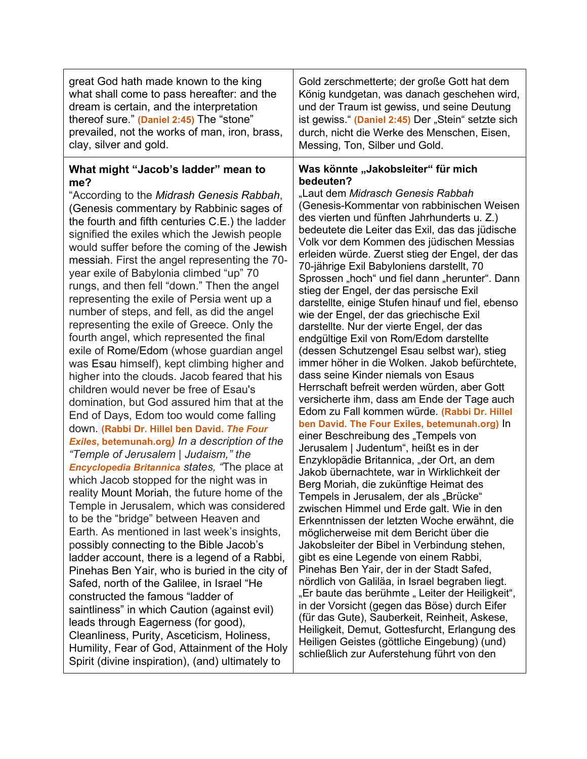| | |
|---|---|
| great God hath made known to the king what shall come to pass hereafter: and the dream is certain, and the interpretation thereof sure." **(Daniel 2:45)** The "stone" prevailed, not the works of man, iron, brass, clay, silver and gold. | Gold zerschmetterte; der große Gott hat dem König kundgetan, was danach geschehen wird, und der Traum ist gewiss, und seine Deutung ist gewiss." **(Daniel 2:45)** Der „Stein" setzte sich durch, nicht die Werke des Menschen, Eisen, Messing, Ton, Silber und Gold. |
| **What might "Jacob's ladder" mean to me?**<br>"According to the *Midrash Genesis Rabbah*, (Genesis commentary by Rabbinic sages of the fourth and fifth centuries C.E.) the ladder signified the exiles which the Jewish people would suffer before the coming of the Jewish messiah. First the angel representing the 70-year exile of Babylonia climbed "up" 70 rungs, and then fell "down." Then the angel representing the exile of Persia went up a number of steps, and fell, as did the angel representing the exile of Greece. Only the fourth angel, which represented the final exile of Rome/Edom (whose guardian angel was Esau himself), kept climbing higher and higher into the clouds. Jacob feared that his children would never be free of Esau's domination, but God assured him that at the End of Days, Edom too would come falling down. **(Rabbi Dr. Hillel ben David. *The Four Exiles*, betemunah.org)** *In a description of the "Temple of Jerusalem \| Judaism," the* ***Encyclopedia Britannica*** *states, "*The place at which Jacob stopped for the night was in reality Mount Moriah, the future home of the Temple in Jerusalem, which was considered to be the "bridge" between Heaven and Earth. As mentioned in last week's insights, possibly connecting to the Bible Jacob's ladder account, there is a legend of a Rabbi, Pinehas Ben Yair, who is buried in the city of Safed, north of the Galilee, in Israel "He constructed the famous "ladder of saintliness" in which Caution (against evil) leads through Eagerness (for good), Cleanliness, Purity, Asceticism, Holiness, Humility, Fear of God, Attainment of the Holy Spirit (divine inspiration), (and) ultimately to | **Was könnte „Jakobsleiter" für mich bedeuten?**<br>„Laut dem *Midrasch Genesis Rabbah* (Genesis-Kommentar von rabbinischen Weisen des vierten und fünften Jahrhunderts u. Z.) bedeutete die Leiter das Exil, das das jüdische Volk vor dem Kommen des jüdischen Messias erleiden würde. Zuerst stieg der Engel, der das 70-jährige Exil Babyloniens darstellt, 70 Sprossen „hoch" und fiel dann „herunter". Dann stieg der Engel, der das persische Exil darstellte, einige Stufen hinauf und fiel, ebenso wie der Engel, der das griechische Exil darstellte. Nur der vierte Engel, der das endgültige Exil von Rom/Edom darstellte (dessen Schutzengel Esau selbst war), stieg immer höher in die Wolken. Jakob befürchtete, dass seine Kinder niemals von Esaus Herrschaft befreit werden würden, aber Gott versicherte ihm, dass am Ende der Tage auch Edom zu Fall kommen würde. **(Rabbi Dr. Hillel ben David. The Four Exiles, betemunah.org)** In einer Beschreibung des „Tempels von Jerusalem \| Judentum", heißt es in der Enzyklopädie Britannica, „der Ort, an dem Jakob übernachtete, war in Wirklichkeit der Berg Moriah, die zukünftige Heimat des Tempels in Jerusalem, der als „Brücke" zwischen Himmel und Erde galt. Wie in den Erkenntnissen der letzten Woche erwähnt, die möglicherweise mit dem Bericht über die Jakobsleiter der Bibel in Verbindung stehen, gibt es eine Legende von einem Rabbi, Pinehas Ben Yair, der in der Stadt Safed, nördlich von Galiläa, in Israel begraben liegt. „Er baute das berühmte „ Leiter der Heiligkeit", in der Vorsicht (gegen das Böse) durch Eifer (für das Gute), Sauberkeit, Reinheit, Askese, Heiligkeit, Demut, Gottesfurcht, Erlangung des Heiligen Geistes (göttliche Eingebung) (und) schließlich zur Auferstehung führt von den |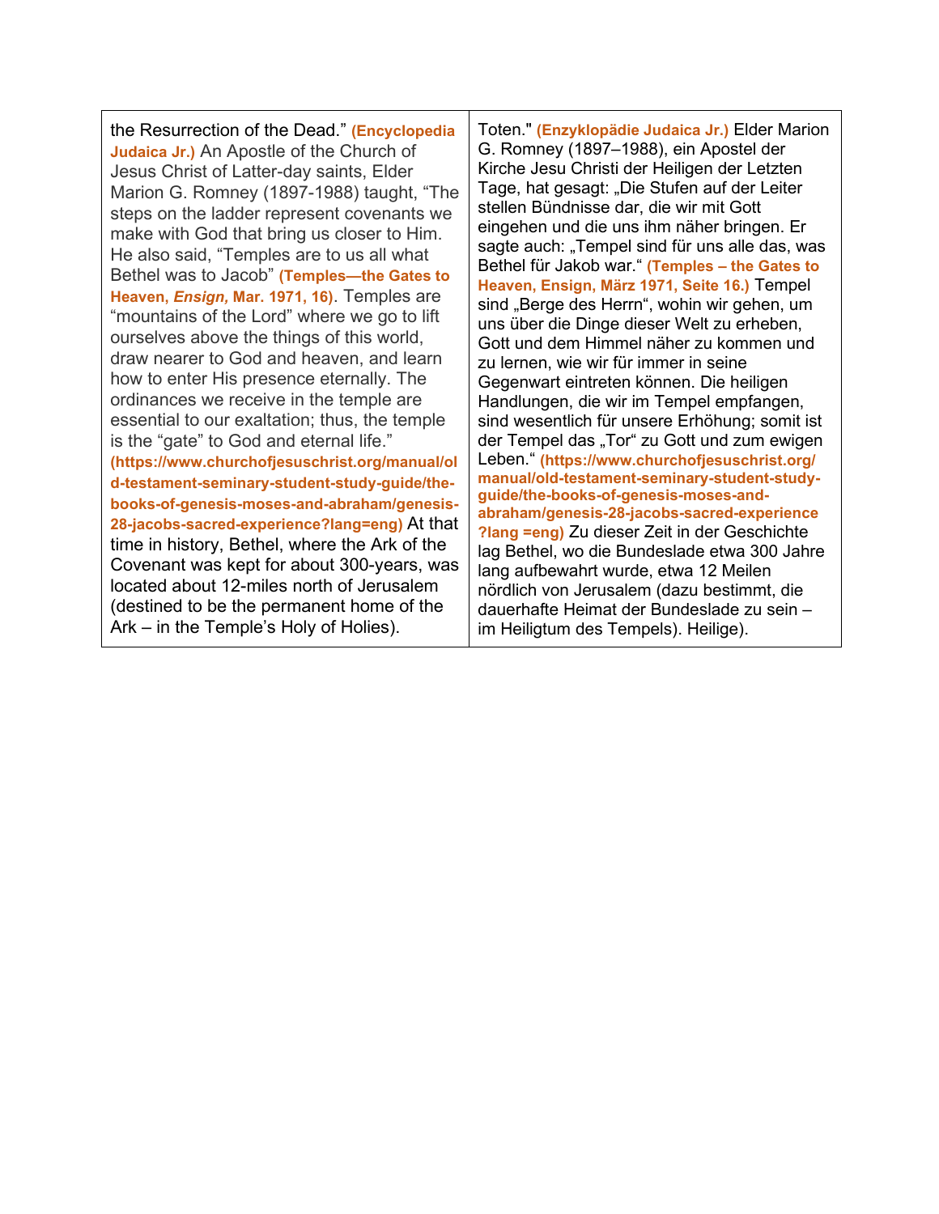| | |
|---|---|
| the Resurrection of the Dead." **(Encyclopedia Judaica Jr.)** An Apostle of the Church of Jesus Christ of Latter-day saints, Elder Marion G. Romney (1897-1988) taught, "The steps on the ladder represent covenants we make with God that bring us closer to Him. He also said, "Temples are to us all what Bethel was to Jacob" **(Temples—the Gates to Heaven, *Ensign,* Mar. 1971, 16)**. Temples are "mountains of the Lord" where we go to lift ourselves above the things of this world, draw nearer to God and heaven, and learn how to enter His presence eternally. The ordinances we receive in the temple are essential to our exaltation; thus, the temple is the "gate" to God and eternal life." **(https://www.churchofjesuschrist.org/manual/old-testament-seminary-student-study-guide/the-books-of-genesis-moses-and-abraham/genesis-28-jacobs-sacred-experience?lang=eng)** At that time in history, Bethel, where the Ark of the Covenant was kept for about 300-years, was located about 12-miles north of Jerusalem (destined to be the permanent home of the Ark – in the Temple's Holy of Holies). | Toten." **(Enzyklopädie Judaica Jr.)** Elder Marion G. Romney (1897–1988), ein Apostel der Kirche Jesu Christi der Heiligen der Letzten Tage, hat gesagt: „Die Stufen auf der Leiter stellen Bündnisse dar, die wir mit Gott eingehen und die uns ihm näher bringen. Er sagte auch: „Tempel sind für uns alle das, was Bethel für Jakob war." **(Temples – the Gates to Heaven, Ensign, März 1971, Seite 16.)** Tempel sind „Berge des Herrn", wohin wir gehen, um uns über die Dinge dieser Welt zu erheben, Gott und dem Himmel näher zu kommen und zu lernen, wie wir für immer in seine Gegenwart eintreten können. Die heiligen Handlungen, die wir im Tempel empfangen, sind wesentlich für unsere Erhöhung; somit ist der Tempel das „Tor" zu Gott und zum ewigen Leben." **(https://www.churchofjesuschrist.org/manual/old-testament-seminary-student-study-guide/the-books-of-genesis-moses-and-abraham/genesis-28-jacobs-sacred-experience?lang =eng)** Zu dieser Zeit in der Geschichte lag Bethel, wo die Bundeslade etwa 300 Jahre lang aufbewahrt wurde, etwa 12 Meilen nördlich von Jerusalem (dazu bestimmt, die dauerhafte Heimat der Bundeslade zu sein – im Heiligtum des Tempels). Heilige). |